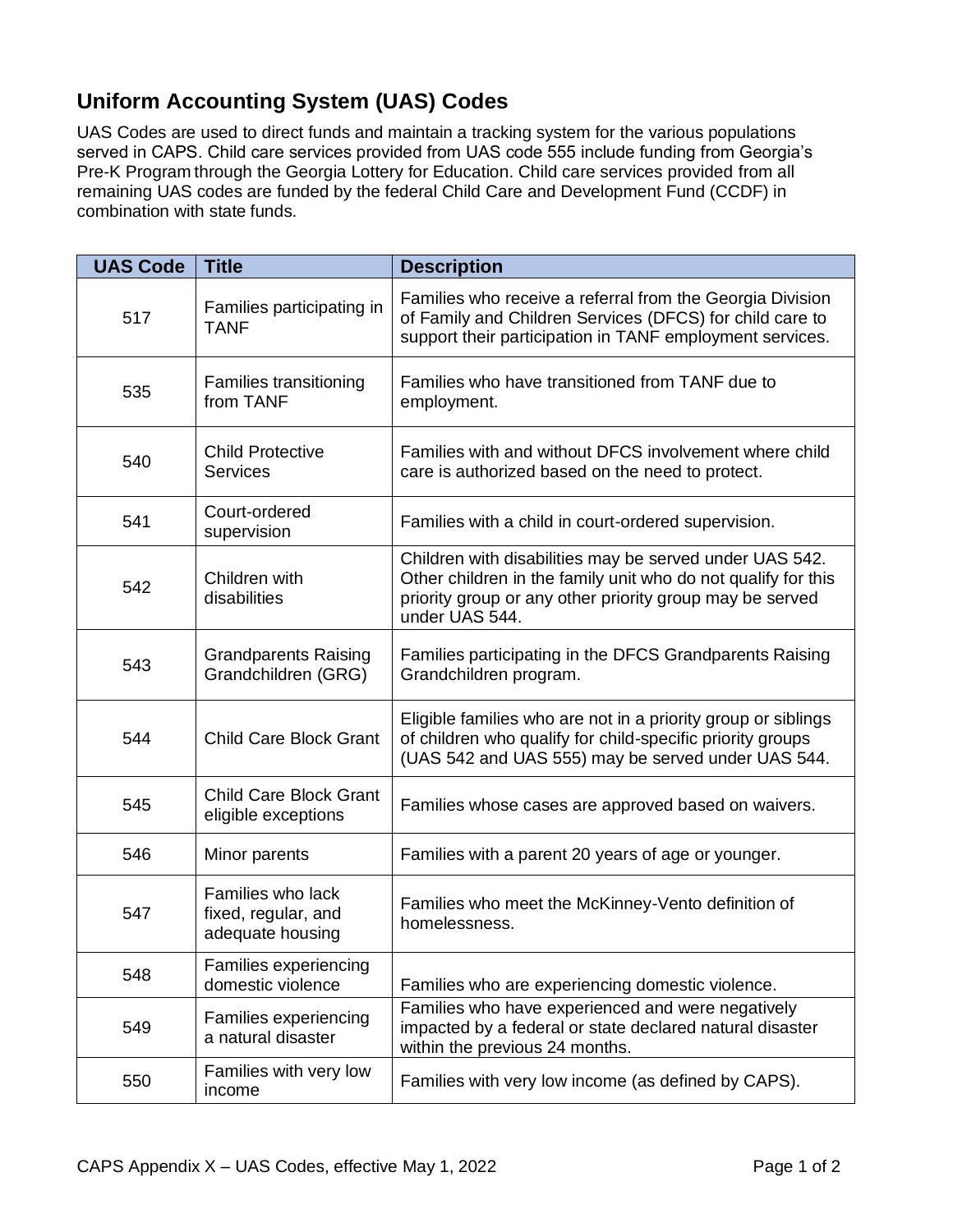## Uniform Accounting System (UAS) Codes

UAS Codes are used to direct funds and maintain a tracking system for the various populations served in CAPS. Child care services provided from UAS code 555 include funding from Georgia's Pre-K Program through the Georgia Lottery for Education. Child care services provided from all remaining UAS codes are funded by the federal Child Care and Development Fund (CCDF) in combination with state funds.

| UAS Code | Title | Description |
|---|---|---|
| 517 | Families participating in TANF | Families who receive a referral from the Georgia Division of Family and Children Services (DFCS) for child care to support their participation in TANF employment services. |
| 535 | Families transitioning from TANF | Families who have transitioned from TANF due to employment. |
| 540 | Child Protective Services | Families with and without DFCS involvement where child care is authorized based on the need to protect. |
| 541 | Court-ordered supervision | Families with a child in court-ordered supervision. |
| 542 | Children with disabilities | Children with disabilities may be served under UAS 542. Other children in the family unit who do not qualify for this priority group or any other priority group may be served under UAS 544. |
| 543 | Grandparents Raising Grandchildren (GRG) | Families participating in the DFCS Grandparents Raising Grandchildren program. |
| 544 | Child Care Block Grant | Eligible families who are not in a priority group or siblings of children who qualify for child-specific priority groups (UAS 542 and UAS 555) may be served under UAS 544. |
| 545 | Child Care Block Grant eligible exceptions | Families whose cases are approved based on waivers. |
| 546 | Minor parents | Families with a parent 20 years of age or younger. |
| 547 | Families who lack fixed, regular, and adequate housing | Families who meet the McKinney-Vento definition of homelessness. |
| 548 | Families experiencing domestic violence | Families who are experiencing domestic violence. |
| 549 | Families experiencing a natural disaster | Families who have experienced and were negatively impacted by a federal or state declared natural disaster within the previous 24 months. |
| 550 | Families with very low income | Families with very low income (as defined by CAPS). |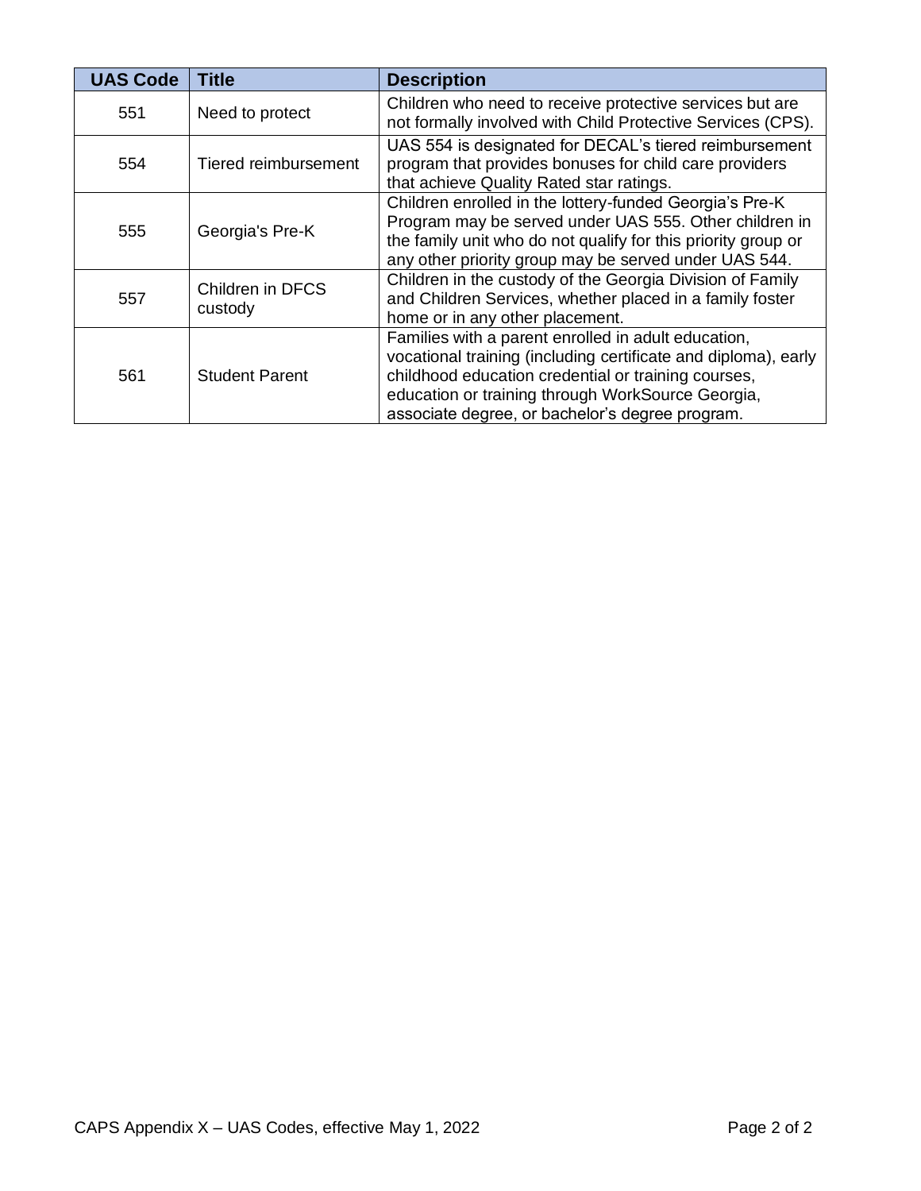| UAS Code | Title | Description |
|---|---|---|
| 551 | Need to protect | Children who need to receive protective services but are not formally involved with Child Protective Services (CPS). |
| 554 | Tiered reimbursement | UAS 554 is designated for DECAL's tiered reimbursement program that provides bonuses for child care providers that achieve Quality Rated star ratings. |
| 555 | Georgia's Pre-K | Children enrolled in the lottery-funded Georgia's Pre-K Program may be served under UAS 555. Other children in the family unit who do not qualify for this priority group or any other priority group may be served under UAS 544. |
| 557 | Children in DFCS custody | Children in the custody of the Georgia Division of Family and Children Services, whether placed in a family foster home or in any other placement. |
| 561 | Student Parent | Families with a parent enrolled in adult education, vocational training (including certificate and diploma), early childhood education credential or training courses, education or training through WorkSource Georgia, associate degree, or bachelor's degree program. |